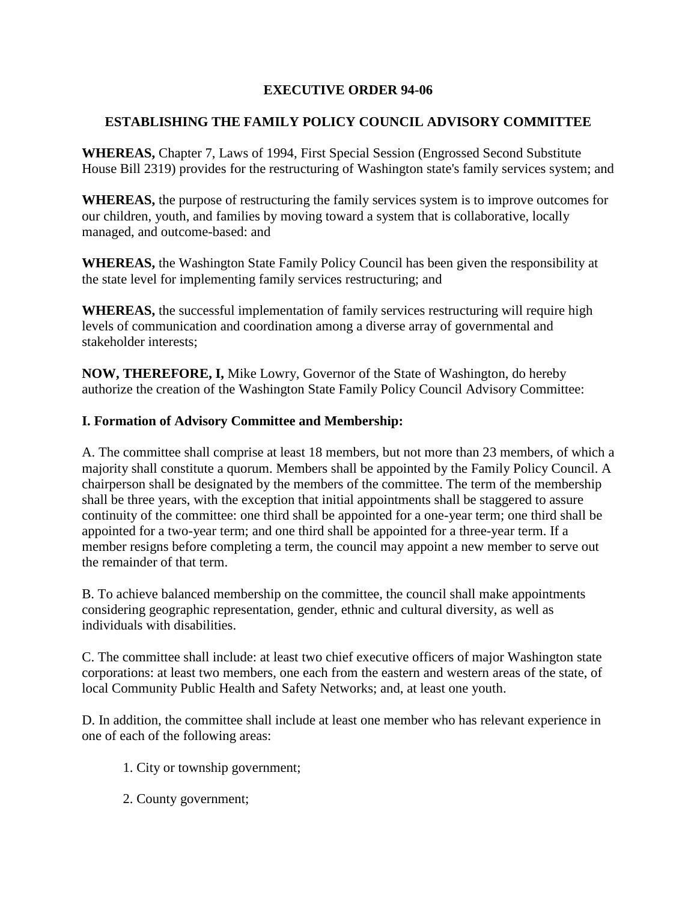# EXECUTIVE ORDER 94-06

## ESTABLISHING THE FAMILY POLICY COUNCIL ADVISORY COMMITTEE

**WHEREAS,** Chapter 7, Laws of 1994, First Special Session (Engrossed Second Substitute House Bill 2319) provides for the restructuring of Washington state's family services system; and

**WHEREAS,** the purpose of restructuring the family services system is to improve outcomes for our children, youth, and families by moving toward a system that is collaborative, locally managed, and outcome-based: and

**WHEREAS,** the Washington State Family Policy Council has been given the responsibility at the state level for implementing family services restructuring; and

**WHEREAS,** the successful implementation of family services restructuring will require high levels of communication and coordination among a diverse array of governmental and stakeholder interests;

**NOW, THEREFORE, I,** Mike Lowry, Governor of the State of Washington, do hereby authorize the creation of the Washington State Family Policy Council Advisory Committee:

**I. Formation of Advisory Committee and Membership:**

A. The committee shall comprise at least 18 members, but not more than 23 members, of which a majority shall constitute a quorum. Members shall be appointed by the Family Policy Council. A chairperson shall be designated by the members of the committee. The term of the membership shall be three years, with the exception that initial appointments shall be staggered to assure continuity of the committee: one third shall be appointed for a one-year term; one third shall be appointed for a two-year term; and one third shall be appointed for a three-year term. If a member resigns before completing a term, the council may appoint a new member to serve out the remainder of that term.

B. To achieve balanced membership on the committee, the council shall make appointments considering geographic representation, gender, ethnic and cultural diversity, as well as individuals with disabilities.

C. The committee shall include: at least two chief executive officers of major Washington state corporations: at least two members, one each from the eastern and western areas of the state, of local Community Public Health and Safety Networks; and, at least one youth.

D. In addition, the committee shall include at least one member who has relevant experience in one of each of the following areas:

1. City or township government;

2. County government;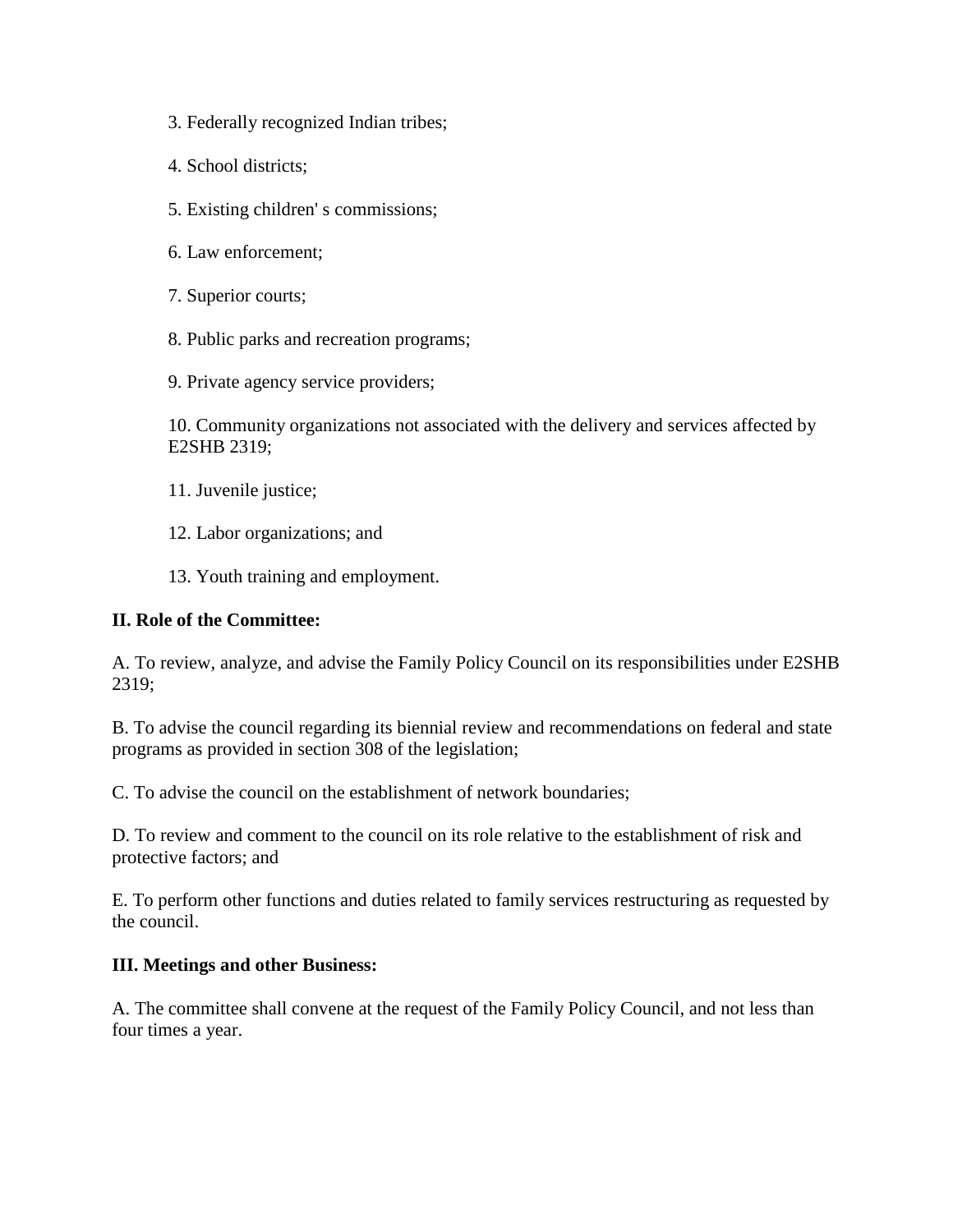3. Federally recognized Indian tribes;

4. School districts;

5. Existing children' s commissions;

6. Law enforcement;

7. Superior courts;

8. Public parks and recreation programs;

9. Private agency service providers;

10. Community organizations not associated with the delivery and services affected by E2SHB 2319;

11. Juvenile justice;

12. Labor organizations; and

13. Youth training and employment.

**II. Role of the Committee:**

A. To review, analyze, and advise the Family Policy Council on its responsibilities under E2SHB 2319;

B. To advise the council regarding its biennial review and recommendations on federal and state programs as provided in section 308 of the legislation;

C. To advise the council on the establishment of network boundaries;

D. To review and comment to the council on its role relative to the establishment of risk and protective factors; and

E. To perform other functions and duties related to family services restructuring as requested by the council.

**III. Meetings and other Business:**

A. The committee shall convene at the request of the Family Policy Council, and not less than four times a year.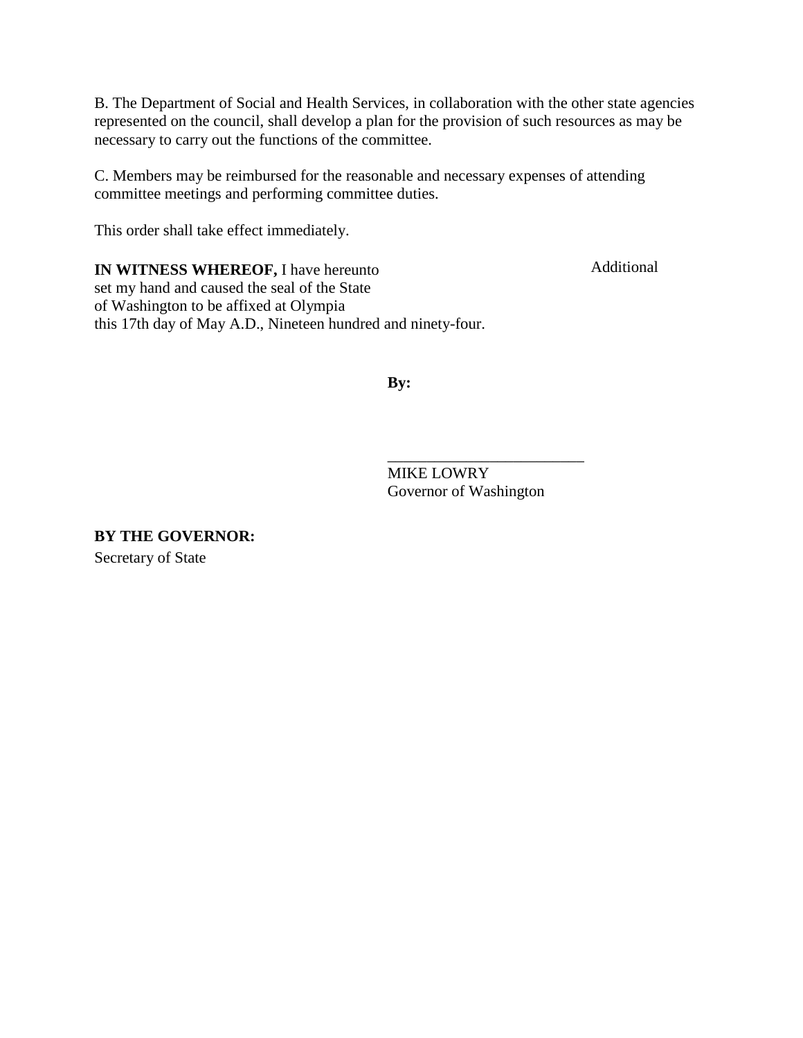B. The Department of Social and Health Services, in collaboration with the other state agencies represented on the council, shall develop a plan for the provision of such resources as may be necessary to carry out the functions of the committee.

C. Members may be reimbursed for the reasonable and necessary expenses of attending committee meetings and performing committee duties.

This order shall take effect immediately.

**IN WITNESS WHEREOF,** I have hereunto set my hand and caused the seal of the State of Washington to be affixed at Olympia this 17th day of May A.D., Nineteen hundred and ninety-four.

Additional

**By:**

\_\_\_\_\_\_\_\_\_\_\_\_\_\_\_\_\_\_\_\_\_\_\_\_\_

MIKE LOWRY
Governor of Washington

**BY THE GOVERNOR:**

Secretary of State